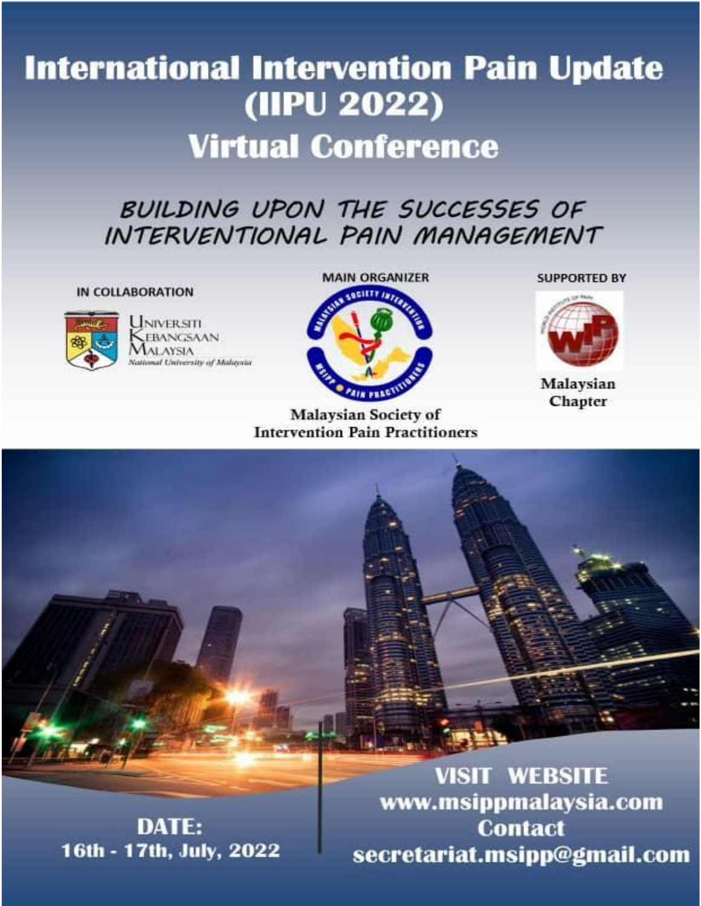# International Intervention Pain Update (IIPU 2022)

## Virtual Conference

*BUILDING UPON THE SUCCESSES OF INTERVENTIONAL PAIN MANAGEMENT*

**IN COLLABORATION**

Universiti Kebangsaan Malaysia
*National University of Malaysia*

**MAIN ORGANIZER**

Malaysian Society of Intervention Pain Practitioners

**SUPPORTED BY**

Malaysian Chapter

**DATE:**
**16th - 17th, July, 2022**

**VISIT WEBSITE**
**www.msippmalaysia.com**
**Contact**
**secretariat.msipp@gmail.com**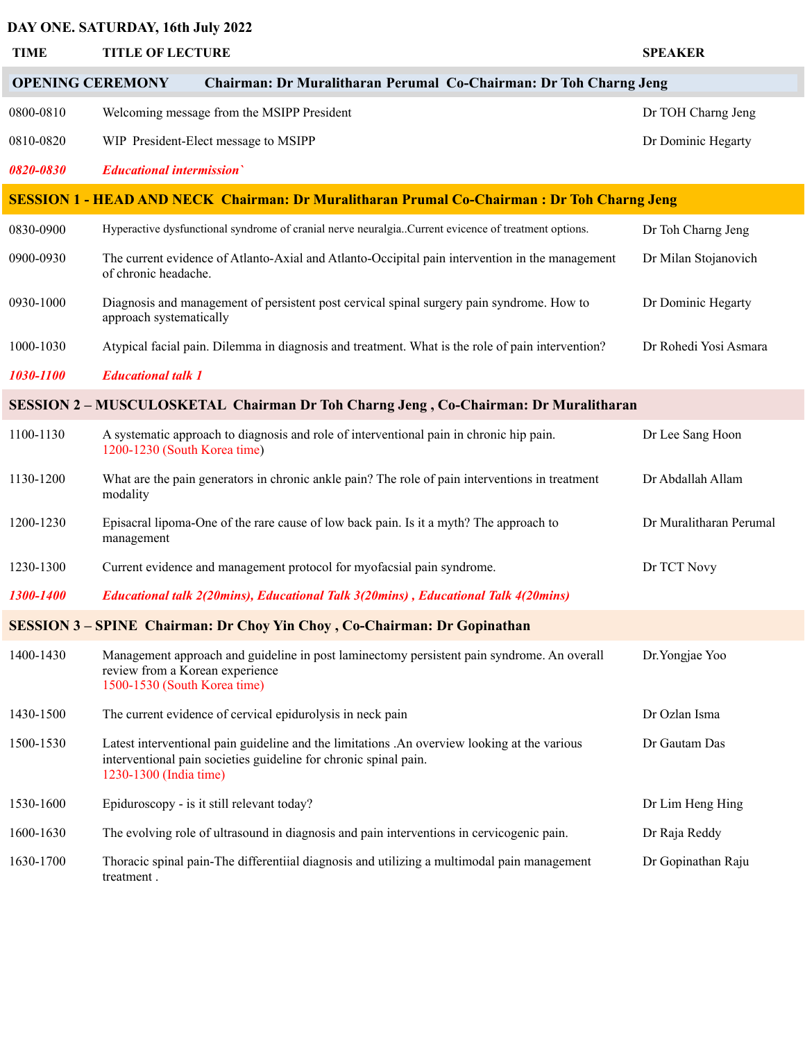**DAY ONE. SATURDAY, 16th July 2022**

| TIME | TITLE OF LECTURE | SPEAKER |
|---|---|---|
| **OPENING CEREMONY** | **Chairman: Dr Muralitharan Perumal Co-Chairman: Dr Toh Charng Jeng** | |
| 0800-0810 | Welcoming message from the MSIPP President | Dr TOH Charng Jeng |
| 0810-0820 | WIP President-Elect message to MSIPP | Dr Dominic Hegarty |
| ***0820-0830*** | ***Educational intermission`*** | |
| **SESSION 1 - HEAD AND NECK** | **Chairman: Dr Muralitharan Prumal Co-Chairman : Dr Toh Charng Jeng** | |
| 0830-0900 | Hyperactive dysfunctional syndrome of cranial nerve neuralgia..Current evicence of treatment options. | Dr Toh Charng Jeng |
| 0900-0930 | The current evidence of Atlanto-Axial and Atlanto-Occipital pain intervention in the management of chronic headache. | Dr Milan Stojanovich |
| 0930-1000 | Diagnosis and management of persistent post cervical spinal surgery pain syndrome. How to approach systematically | Dr Dominic Hegarty |
| 1000-1030 | Atypical facial pain. Dilemma in diagnosis and treatment. What is the role of pain intervention? | Dr Rohedi Yosi Asmara |
| ***1030-1100*** | ***Educational talk 1*** | |
| **SESSION 2 – MUSCULOSKETAL** | **Chairman Dr Toh Charng Jeng , Co-Chairman: Dr Muralitharan** | |
| 1100-1130 | A systematic approach to diagnosis and role of interventional pain in chronic hip pain. 1200-1230 (South Korea time) | Dr Lee Sang Hoon |
| 1130-1200 | What are the pain generators in chronic ankle pain? The role of pain interventions in treatment modality | Dr Abdallah Allam |
| 1200-1230 | Episacral lipoma-One of the rare cause of low back pain. Is it a myth? The approach to management | Dr Muralitharan Perumal |
| 1230-1300 | Current evidence and management protocol for myofacsial pain syndrome. | Dr TCT Novy |
| ***1300-1400*** | ***Educational talk 2(20mins), Educational Talk 3(20mins) , Educational Talk 4(20mins)*** | |
| **SESSION 3 – SPINE** | **Chairman: Dr Choy Yin Choy , Co-Chairman: Dr Gopinathan** | |
| 1400-1430 | Management approach and guideline in post laminectomy persistent pain syndrome. An overall review from a Korean experience 1500-1530 (South Korea time) | Dr.Yongjae Yoo |
| 1430-1500 | The current evidence of cervical epidurolysis in neck pain | Dr Ozlan Isma |
| 1500-1530 | Latest interventional pain guideline and the limitations .An overview looking at the various interventional pain societies guideline for chronic spinal pain. 1230-1300 (India time) | Dr Gautam Das |
| 1530-1600 | Epiduroscopy - is it still relevant today? | Dr Lim Heng Hing |
| 1600-1630 | The evolving role of ultrasound in diagnosis and pain interventions in cervicogenic pain. | Dr Raja Reddy |
| 1630-1700 | Thoracic spinal pain-The differentiial diagnosis and utilizing a multimodal pain management treatment . | Dr Gopinathan Raju |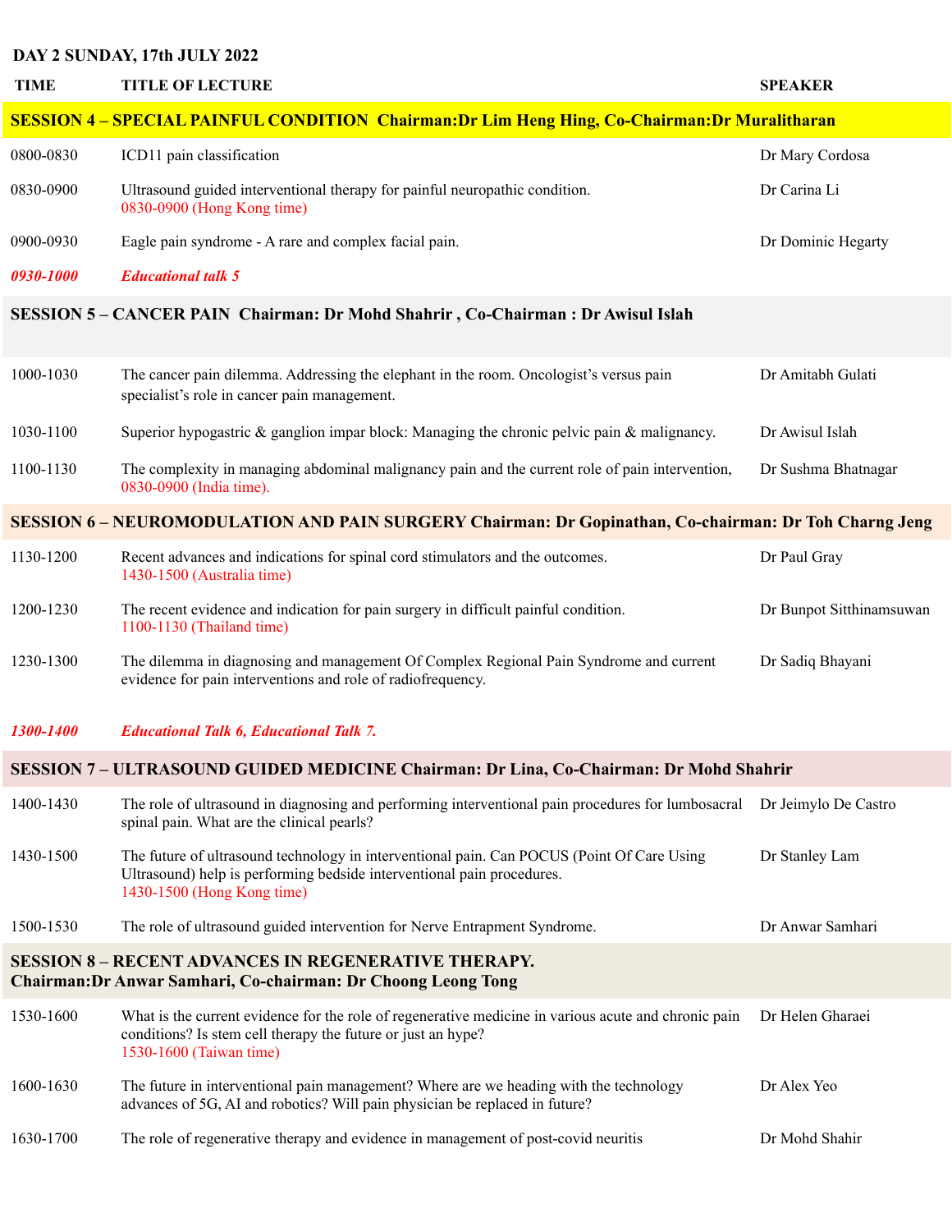**DAY 2 SUNDAY, 17th JULY 2022**

| TIME | TITLE OF LECTURE | SPEAKER |
|---|---|---|
| **SESSION 4 – SPECIAL PAINFUL CONDITION Chairman:Dr Lim Heng Hing, Co-Chairman:Dr Muralitharan** | | |
| 0800-0830 | ICD11 pain classification | Dr Mary Cordosa |
| 0830-0900 | Ultrasound guided interventional therapy for painful neuropathic condition. 0830-0900 (Hong Kong time) | Dr Carina Li |
| 0900-0930 | Eagle pain syndrome - A rare and complex facial pain. | Dr Dominic Hegarty |
| ***0930-1000*** | ***Educational talk 5*** | |
| **SESSION 5 – CANCER PAIN Chairman: Dr Mohd Shahrir , Co-Chairman : Dr Awisul Islah** | | |
| 1000-1030 | The cancer pain dilemma. Addressing the elephant in the room. Oncologist's versus pain specialist's role in cancer pain management. | Dr Amitabh Gulati |
| 1030-1100 | Superior hypogastric & ganglion impar block: Managing the chronic pelvic pain & malignancy. | Dr Awisul Islah |
| 1100-1130 | The complexity in managing abdominal malignancy pain and the current role of pain intervention, 0830-0900 (India time). | Dr Sushma Bhatnagar |
| **SESSION 6 – NEUROMODULATION AND PAIN SURGERY Chairman: Dr Gopinathan, Co-chairman: Dr Toh Charng Jeng** | | |
| 1130-1200 | Recent advances and indications for spinal cord stimulators and the outcomes. 1430-1500 (Australia time) | Dr Paul Gray |
| 1200-1230 | The recent evidence and indication for pain surgery in difficult painful condition. 1100-1130 (Thailand time) | Dr Bunpot Sitthinamsuwan |
| 1230-1300 | The dilemma in diagnosing and management Of Complex Regional Pain Syndrome and current evidence for pain interventions and role of radiofrequency. | Dr Sadiq Bhayani |
| ***1300-1400*** | ***Educational Talk 6, Educational Talk 7.*** | |
| **SESSION 7 – ULTRASOUND GUIDED MEDICINE Chairman: Dr Lina, Co-Chairman: Dr Mohd Shahrir** | | |
| 1400-1430 | The role of ultrasound in diagnosing and performing interventional pain procedures for lumbosacral spinal pain. What are the clinical pearls? | Dr Jeimylo De Castro |
| 1430-1500 | The future of ultrasound technology in interventional pain. Can POCUS (Point Of Care Using Ultrasound) help is performing bedside interventional pain procedures. 1430-1500 (Hong Kong time) | Dr Stanley Lam |
| 1500-1530 | The role of ultrasound guided intervention for Nerve Entrapment Syndrome. | Dr Anwar Samhari |
| **SESSION 8 – RECENT ADVANCES IN REGENERATIVE THERAPY. Chairman:Dr Anwar Samhari, Co-chairman: Dr Choong Leong Tong** | | |
| 1530-1600 | What is the current evidence for the role of regenerative medicine in various acute and chronic pain conditions? Is stem cell therapy the future or just an hype? 1530-1600 (Taiwan time) | Dr Helen Gharaei |
| 1600-1630 | The future in interventional pain management? Where are we heading with the technology advances of 5G, AI and robotics? Will pain physician be replaced in future? | Dr Alex Yeo |
| 1630-1700 | The role of regenerative therapy and evidence in management of post-covid neuritis | Dr Mohd Shahir |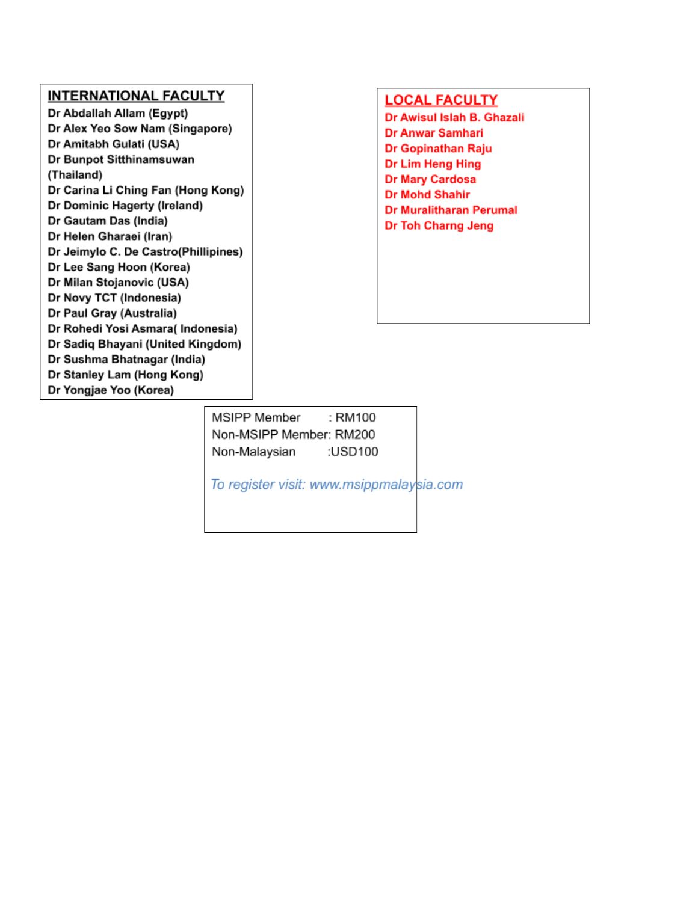## INTERNATIONAL FACULTY

**Dr Abdallah Allam (Egypt)**
**Dr Alex Yeo Sow Nam (Singapore)**
**Dr Amitabh Gulati (USA)**
**Dr Bunpot Sitthinamsuwan (Thailand)**
**Dr Carina Li Ching Fan (Hong Kong)**
**Dr Dominic Hagerty (Ireland)**
**Dr Gautam Das (India)**
**Dr Helen Gharaei (Iran)**
**Dr Jeimylo C. De Castro(Phillipines)**
**Dr Lee Sang Hoon (Korea)**
**Dr Milan Stojanovic (USA)**
**Dr Novy TCT (Indonesia)**
**Dr Paul Gray (Australia)**
**Dr Rohedi Yosi Asmara( Indonesia)**
**Dr Sadiq Bhayani (United Kingdom)**
**Dr Sushma Bhatnagar (India)**
**Dr Stanley Lam (Hong Kong)**
**Dr Yongjae Yoo (Korea)**

## LOCAL FACULTY

**Dr Awisul Islah B. Ghazali**
**Dr Anwar Samhari**
**Dr Gopinathan Raju**
**Dr Lim Heng Hing**
**Dr Mary Cardosa**
**Dr Mohd Shahir**
**Dr Muralitharan Perumal**
**Dr Toh Charng Jeng**

MSIPP Member : RM100
Non-MSIPP Member: RM200
Non-Malaysian :USD100

*To register visit: www.msippmalaysia.com*